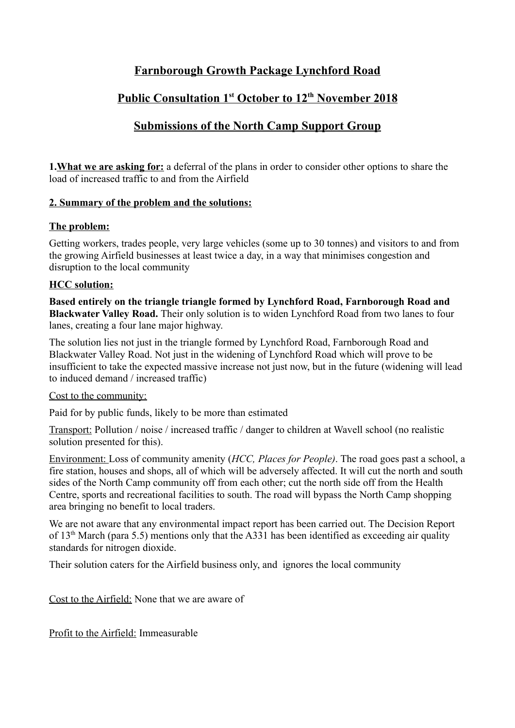# Farnborough Growth Package Lynchford Road

# Public Consultation 1st October to 12th November 2018

# Submissions of the North Camp Support Group

**1.What we are asking for:** a deferral of the plans in order to consider other options to share the load of increased traffic to and from the Airfield

**2. Summary of the problem and the solutions:**

**The problem:**

Getting workers, trades people, very large vehicles (some up to 30 tonnes) and visitors to and from the growing Airfield businesses at least twice a day, in a way that minimises congestion and disruption to the local community

**HCC solution:**

**Based entirely on the triangle triangle formed by Lynchford Road, Farnborough Road and Blackwater Valley Road.** Their only solution is to widen Lynchford Road from two lanes to four lanes, creating a four lane major highway.

The solution lies not just in the triangle formed by Lynchford Road, Farnborough Road and Blackwater Valley Road. Not just in the widening of Lynchford Road which will prove to be insufficient to take the expected massive increase not just now, but in the future (widening will lead to induced demand / increased traffic)

Cost to the community:

Paid for by public funds, likely to be more than estimated

Transport: Pollution / noise / increased traffic / danger to children at Wavell school (no realistic solution presented for this).

Environment: Loss of community amenity (*HCC, Places for People)*. The road goes past a school, a fire station, houses and shops, all of which will be adversely affected. It will cut the north and south sides of the North Camp community off from each other; cut the north side off from the Health Centre, sports and recreational facilities to south. The road will bypass the North Camp shopping area bringing no benefit to local traders.

We are not aware that any environmental impact report has been carried out. The Decision Report of 13th March (para 5.5) mentions only that the A331 has been identified as exceeding air quality standards for nitrogen dioxide.

Their solution caters for the Airfield business only, and ignores the local community

Cost to the Airfield: None that we are aware of

Profit to the Airfield: Immeasurable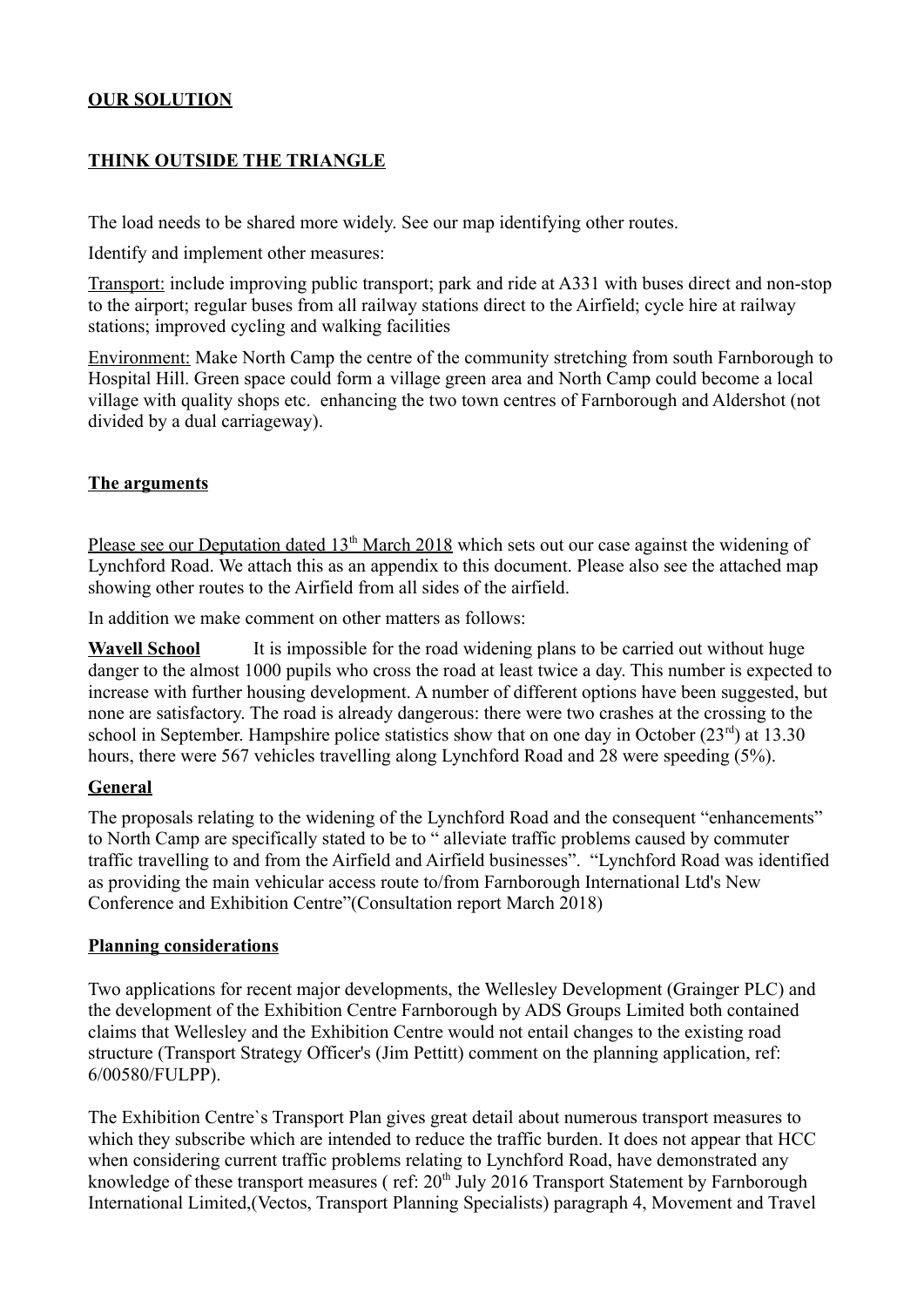**OUR SOLUTION**

**THINK OUTSIDE THE TRIANGLE**

The load needs to be shared more widely. See our map identifying other routes.

Identify and implement other measures:

Transport: include improving public transport; park and ride at A331 with buses direct and non-stop to the airport; regular buses from all railway stations direct to the Airfield; cycle hire at railway stations; improved cycling and walking facilities

Environment: Make North Camp the centre of the community stretching from south Farnborough to Hospital Hill. Green space could form a village green area and North Camp could become a local village with quality shops etc. enhancing the two town centres of Farnborough and Aldershot (not divided by a dual carriageway).

**The arguments**

Please see our Deputation dated 13th March 2018 which sets out our case against the widening of Lynchford Road. We attach this as an appendix to this document. Please also see the attached map showing other routes to the Airfield from all sides of the airfield.

In addition we make comment on other matters as follows:

**Wavell School** It is impossible for the road widening plans to be carried out without huge danger to the almost 1000 pupils who cross the road at least twice a day. This number is expected to increase with further housing development. A number of different options have been suggested, but none are satisfactory. The road is already dangerous: there were two crashes at the crossing to the school in September. Hampshire police statistics show that on one day in October (23rd) at 13.30 hours, there were 567 vehicles travelling along Lynchford Road and 28 were speeding (5%).

**General**

The proposals relating to the widening of the Lynchford Road and the consequent "enhancements" to North Camp are specifically stated to be to " alleviate traffic problems caused by commuter traffic travelling to and from the Airfield and Airfield businesses". "Lynchford Road was identified as providing the main vehicular access route to/from Farnborough International Ltd's New Conference and Exhibition Centre"(Consultation report March 2018)

**Planning considerations**

Two applications for recent major developments, the Wellesley Development (Grainger PLC) and the development of the Exhibition Centre Farnborough by ADS Groups Limited both contained claims that Wellesley and the Exhibition Centre would not entail changes to the existing road structure (Transport Strategy Officer's (Jim Pettitt) comment on the planning application, ref: 6/00580/FULPP).

The Exhibition Centre`s Transport Plan gives great detail about numerous transport measures to which they subscribe which are intended to reduce the traffic burden. It does not appear that HCC when considering current traffic problems relating to Lynchford Road, have demonstrated any knowledge of these transport measures ( ref: 20th July 2016 Transport Statement by Farnborough International Limited,(Vectos, Transport Planning Specialists) paragraph 4, Movement and Travel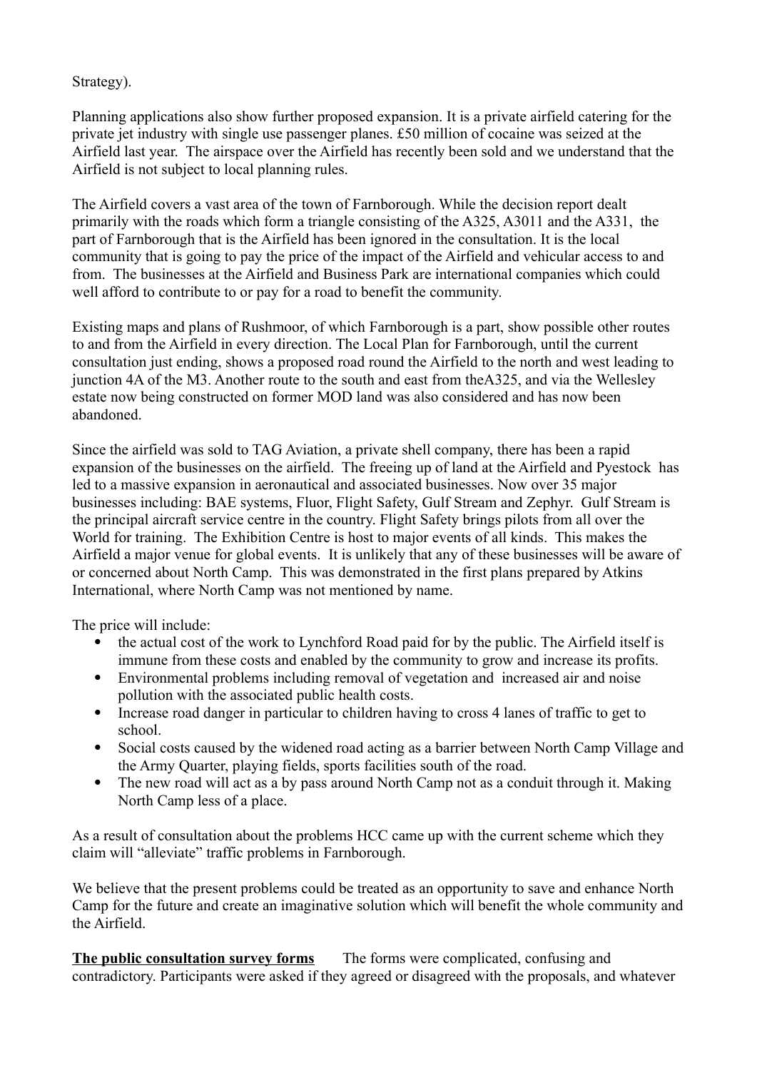Strategy).

Planning applications also show further proposed expansion. It is a private airfield catering for the private jet industry with single use passenger planes. £50 million of cocaine was seized at the Airfield last year. The airspace over the Airfield has recently been sold and we understand that the Airfield is not subject to local planning rules.

The Airfield covers a vast area of the town of Farnborough. While the decision report dealt primarily with the roads which form a triangle consisting of the A325, A3011 and the A331, the part of Farnborough that is the Airfield has been ignored in the consultation. It is the local community that is going to pay the price of the impact of the Airfield and vehicular access to and from. The businesses at the Airfield and Business Park are international companies which could well afford to contribute to or pay for a road to benefit the community.

Existing maps and plans of Rushmoor, of which Farnborough is a part, show possible other routes to and from the Airfield in every direction. The Local Plan for Farnborough, until the current consultation just ending, shows a proposed road round the Airfield to the north and west leading to junction 4A of the M3. Another route to the south and east from theA325, and via the Wellesley estate now being constructed on former MOD land was also considered and has now been abandoned.

Since the airfield was sold to TAG Aviation, a private shell company, there has been a rapid expansion of the businesses on the airfield. The freeing up of land at the Airfield and Pyestock has led to a massive expansion in aeronautical and associated businesses. Now over 35 major businesses including: BAE systems, Fluor, Flight Safety, Gulf Stream and Zephyr. Gulf Stream is the principal aircraft service centre in the country. Flight Safety brings pilots from all over the World for training. The Exhibition Centre is host to major events of all kinds. This makes the Airfield a major venue for global events. It is unlikely that any of these businesses will be aware of or concerned about North Camp. This was demonstrated in the first plans prepared by Atkins International, where North Camp was not mentioned by name.

The price will include:

- the actual cost of the work to Lynchford Road paid for by the public. The Airfield itself is immune from these costs and enabled by the community to grow and increase its profits.
- Environmental problems including removal of vegetation and increased air and noise pollution with the associated public health costs.
- Increase road danger in particular to children having to cross 4 lanes of traffic to get to school.
- Social costs caused by the widened road acting as a barrier between North Camp Village and the Army Quarter, playing fields, sports facilities south of the road.
- The new road will act as a by pass around North Camp not as a conduit through it. Making North Camp less of a place.

As a result of consultation about the problems HCC came up with the current scheme which they claim will "alleviate" traffic problems in Farnborough.

We believe that the present problems could be treated as an opportunity to save and enhance North Camp for the future and create an imaginative solution which will benefit the whole community and the Airfield.

**The public consultation survey forms** The forms were complicated, confusing and contradictory. Participants were asked if they agreed or disagreed with the proposals, and whatever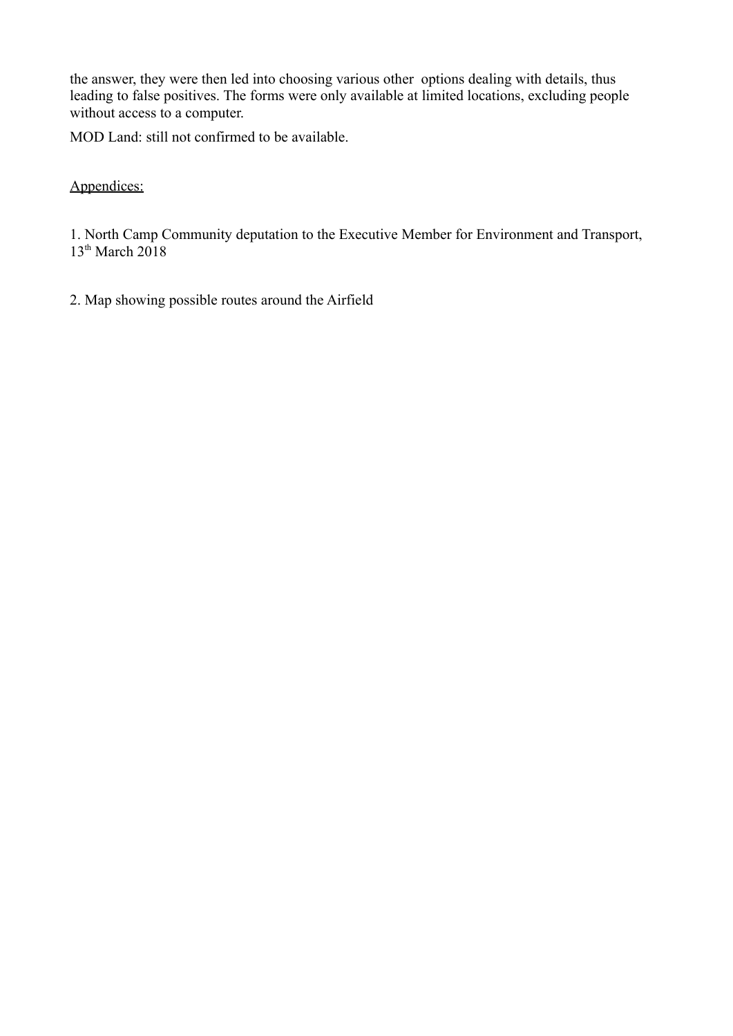the answer, they were then led into choosing various other options dealing with details, thus leading to false positives. The forms were only available at limited locations, excluding people without access to a computer.

MOD Land: still not confirmed to be available.

<u>Appendices:</u>

1. North Camp Community deputation to the Executive Member for Environment and Transport, 13th March 2018

2. Map showing possible routes around the Airfield